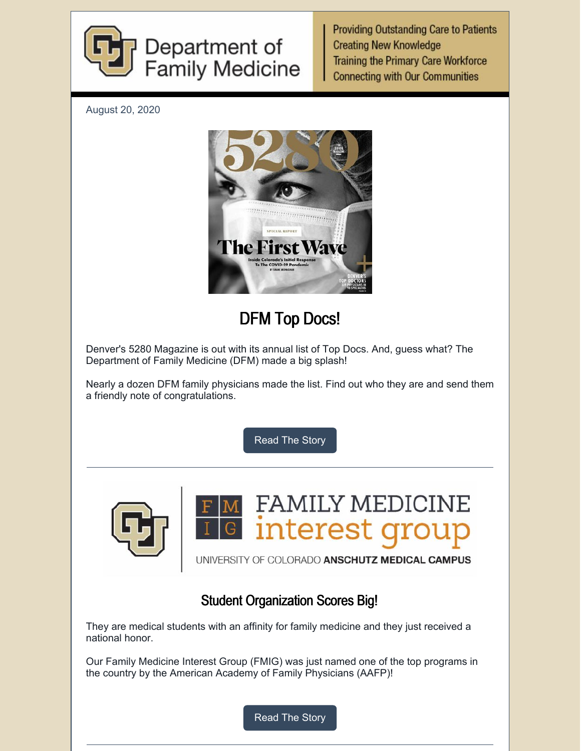Department of Family Medicine

Providing Outstanding Care to Patients
Creating New Knowledge
Training the Primary Care Workforce
Connecting with Our Communities

August 20, 2020

## DFM Top Docs!

Denver's 5280 Magazine is out with its annual list of Top Docs. And, guess what? The Department of Family Medicine (DFM) made a big splash!

Nearly a dozen DFM family physicians made the list. Find out who they are and send them a friendly note of congratulations.

Read The Story

---

## Student Organization Scores Big!

They are medical students with an affinity for family medicine and they just received a national honor.

Our Family Medicine Interest Group (FMIG) was just named one of the top programs in the country by the American Academy of Family Physicians (AAFP)!

Read The Story

---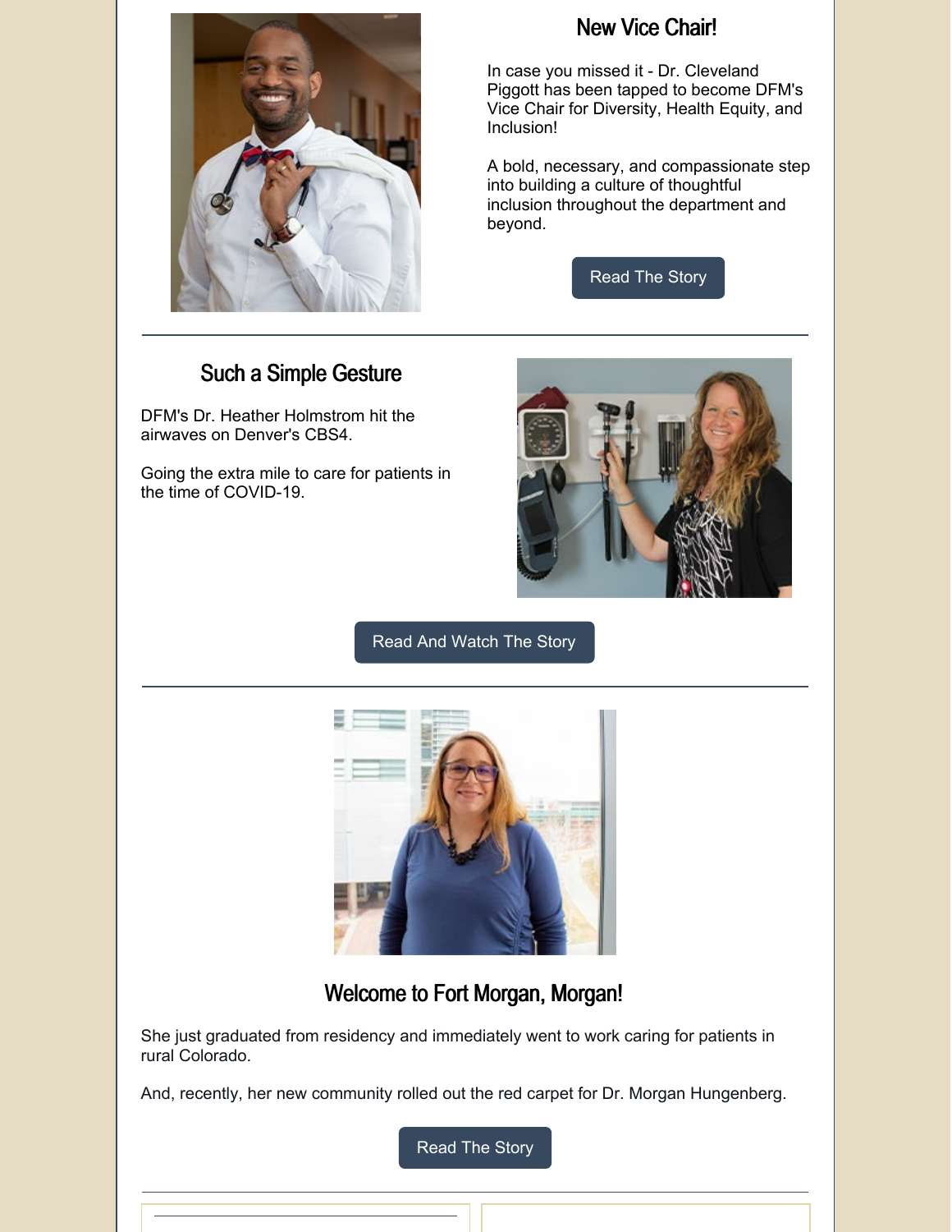## New Vice Chair!

In case you missed it - Dr. Cleveland Piggott has been tapped to become DFM's Vice Chair for Diversity, Health Equity, and Inclusion!

A bold, necessary, and compassionate step into building a culture of thoughtful inclusion throughout the department and beyond.

Read The Story

---

## Such a Simple Gesture

DFM's Dr. Heather Holmstrom hit the airwaves on Denver's CBS4.

Going the extra mile to care for patients in the time of COVID-19.

Read And Watch The Story

---

## Welcome to Fort Morgan, Morgan!

She just graduated from residency and immediately went to work caring for patients in rural Colorado.

And, recently, her new community rolled out the red carpet for Dr. Morgan Hungenberg.

Read The Story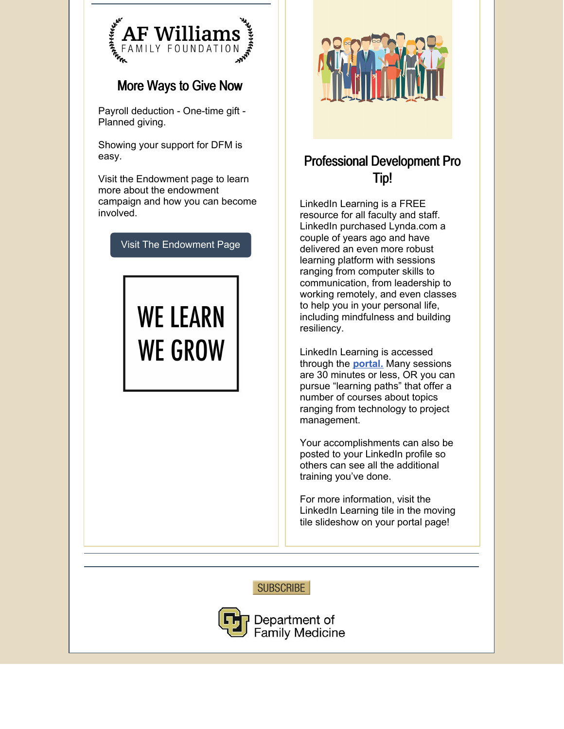AF Williams FAMILY FOUNDATION

## More Ways to Give Now

Payroll deduction - One-time gift - Planned giving.

Showing your support for DFM is easy.

Visit the Endowment page to learn more about the endowment campaign and how you can become involved.

Visit The Endowment Page

WE LEARN WE GROW

## Professional Development Pro Tip!

LinkedIn Learning is a FREE resource for all faculty and staff. LinkedIn purchased Lynda.com a couple of years ago and have delivered an even more robust learning platform with sessions ranging from computer skills to communication, from leadership to working remotely, and even classes to help you in your personal life, including mindfulness and building resiliency.

LinkedIn Learning is accessed through the **portal.** Many sessions are 30 minutes or less, OR you can pursue “learning paths” that offer a number of courses about topics ranging from technology to project management.

Your accomplishments can also be posted to your LinkedIn profile so others can see all the additional training you’ve done.

For more information, visit the LinkedIn Learning tile in the moving tile slideshow on your portal page!

SUBSCRIBE

Department of Family Medicine